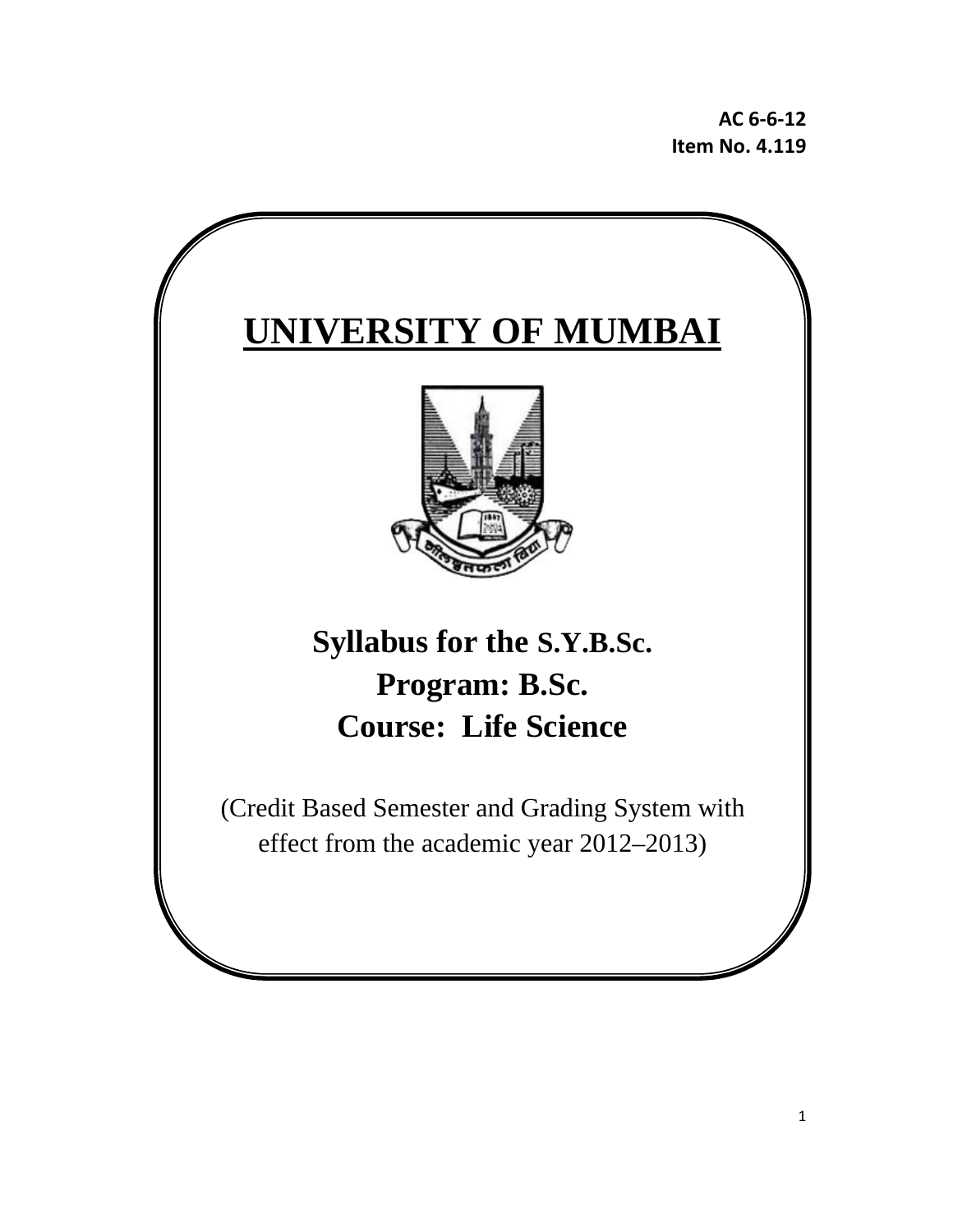**AC 6-6-12**
**Item No. 4.119**

# UNIVERSITY OF MUMBAI

## Syllabus for the S.Y.B.Sc.
## Program: B.Sc.
## Course: Life Science

(Credit Based Semester and Grading System with effect from the academic year 2012–2013)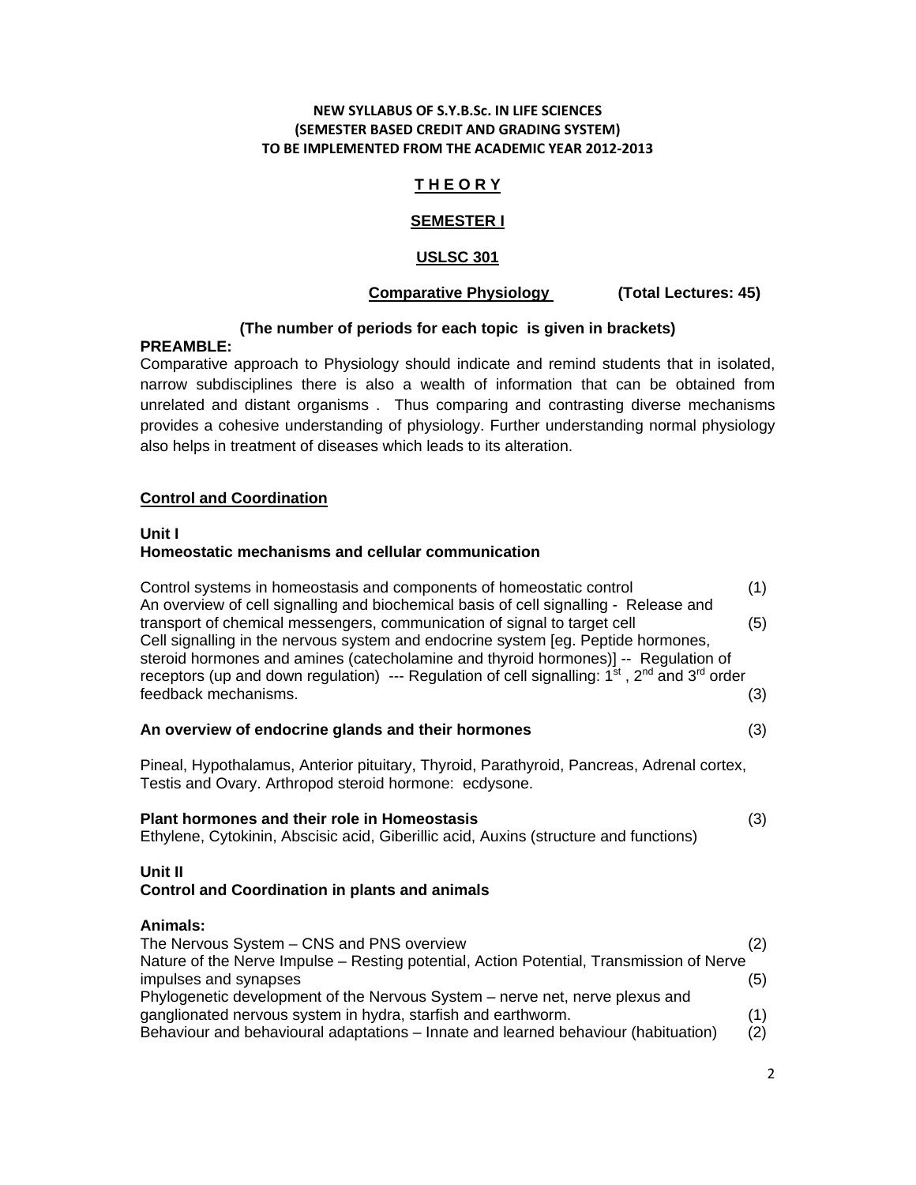**NEW SYLLABUS OF S.Y.B.Sc. IN LIFE SCIENCES**
**(SEMESTER BASED CREDIT AND GRADING SYSTEM)**
**TO BE IMPLEMENTED FROM THE ACADEMIC YEAR 2012-2013**

# T H E O R Y

## SEMESTER I

## USLSC 301

**Comparative Physiology (Total Lectures: 45)**

**(The number of periods for each topic is given in brackets)**

**PREAMBLE:**

Comparative approach to Physiology should indicate and remind students that in isolated, narrow subdisciplines there is also a wealth of information that can be obtained from unrelated and distant organisms . Thus comparing and contrasting diverse mechanisms provides a cohesive understanding of physiology. Further understanding normal physiology also helps in treatment of diseases which leads to its alteration.

### Control and Coordination

**Unit I**

**Homeostatic mechanisms and cellular communication**

Control systems in homeostasis and components of homeostatic control (1)

An overview of cell signalling and biochemical basis of cell signalling - Release and transport of chemical messengers, communication of signal to target cell (5)

Cell signalling in the nervous system and endocrine system [eg. Peptide hormones, steroid hormones and amines (catecholamine and thyroid hormones)] -- Regulation of receptors (up and down regulation) --- Regulation of cell signalling: 1$^{st}$ , 2$^{nd}$ and 3$^{rd}$ order feedback mechanisms. (3)

**An overview of endocrine glands and their hormones** (3)

Pineal, Hypothalamus, Anterior pituitary, Thyroid, Parathyroid, Pancreas, Adrenal cortex, Testis and Ovary. Arthropod steroid hormone: ecdysone.

**Plant hormones and their role in Homeostasis** (3)

Ethylene, Cytokinin, Abscisic acid, Giberillic acid, Auxins (structure and functions)

**Unit II**

**Control and Coordination in plants and animals**

**Animals:**

The Nervous System – CNS and PNS overview (2)

Nature of the Nerve Impulse – Resting potential, Action Potential, Transmission of Nerve impulses and synapses (5)

Phylogenetic development of the Nervous System – nerve net, nerve plexus and ganglionated nervous system in hydra, starfish and earthworm. (1)

Behaviour and behavioural adaptations – Innate and learned behaviour (habituation) (2)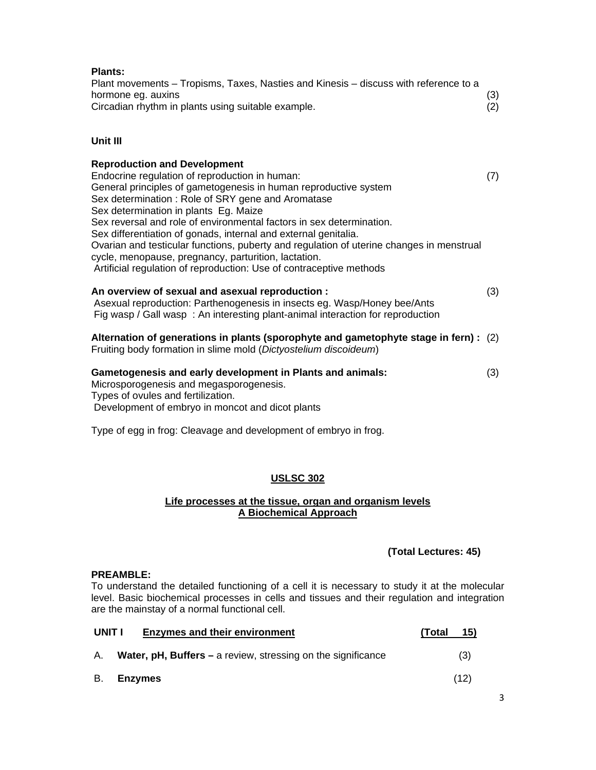**Plants:**

Plant movements – Tropisms, Taxes, Nasties and Kinesis – discuss with reference to a hormone eg. auxins (3)

Circadian rhythm in plants using suitable example. (2)

**Unit III**

**Reproduction and Development**

Endocrine regulation of reproduction in human: (7)

General principles of gametogenesis in human reproductive system

Sex determination : Role of SRY gene and Aromatase

Sex determination in plants Eg. Maize

Sex reversal and role of environmental factors in sex determination.

Sex differentiation of gonads, internal and external genitalia.

Ovarian and testicular functions, puberty and regulation of uterine changes in menstrual cycle, menopause, pregnancy, parturition, lactation.

Artificial regulation of reproduction: Use of contraceptive methods

**An overview of sexual and asexual reproduction :** (3)

Asexual reproduction: Parthenogenesis in insects eg. Wasp/Honey bee/Ants

Fig wasp / Gall wasp : An interesting plant-animal interaction for reproduction

**Alternation of generations in plants (sporophyte and gametophyte stage in fern) :** (2)

Fruiting body formation in slime mold (*Dictyostelium discoideum*)

**Gametogenesis and early development in Plants and animals:** (3)

Microsporogenesis and megasporogenesis.

Types of ovules and fertilization.

Development of embryo in moncot and dicot plants

Type of egg in frog: Cleavage and development of embryo in frog.

## USLSC 302

### Life processes at the tissue, organ and organism levels A Biochemical Approach

**(Total Lectures: 45)**

**PREAMBLE:**

To understand the detailed functioning of a cell it is necessary to study it at the molecular level. Basic biochemical processes in cells and tissues and their regulation and integration are the mainstay of a normal functional cell.

**UNIT I Enzymes and their environment** **(Total 15)**

A. **Water, pH, Buffers –** a review, stressing on the significance (3)

B. **Enzymes** (12)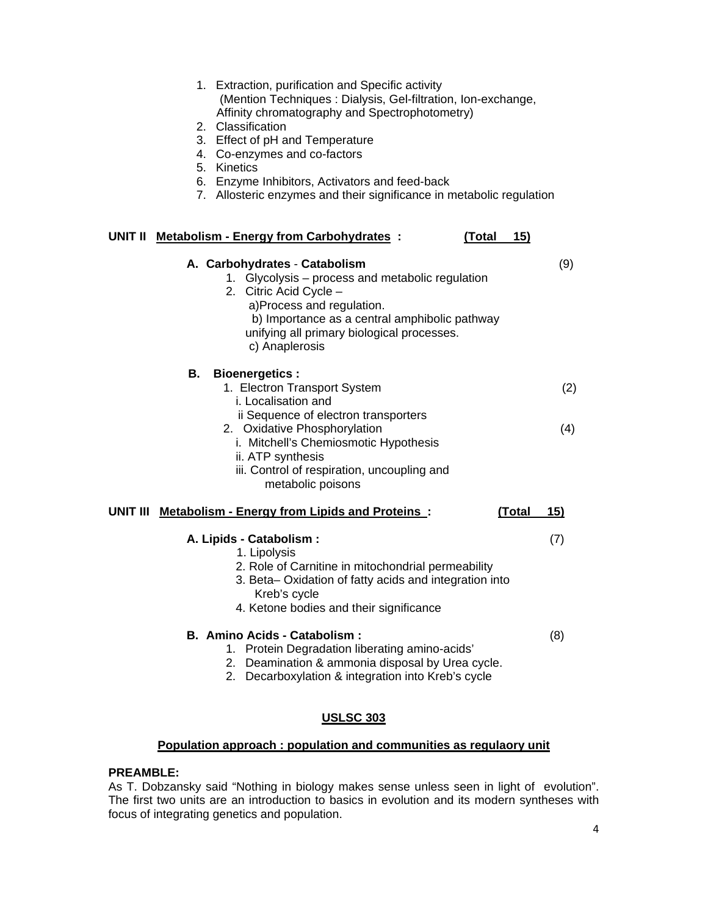1. Extraction, purification and Specific activity
   (Mention Techniques : Dialysis, Gel-filtration, Ion-exchange, Affinity chromatography and Spectrophotometry)
2. Classification
3. Effect of pH and Temperature
4. Co-enzymes and co-factors
5. Kinetics
6. Enzyme Inhibitors, Activators and feed-back
7. Allosteric enzymes and their significance in metabolic regulation

**UNIT II** **Metabolism - Energy from Carbohydrates :** **(Total 15)**

**A. Carbohydrates - Catabolism** (9)

1. Glycolysis – process and metabolic regulation
2. Citric Acid Cycle –
   a) Process and regulation.
   b) Importance as a central amphibolic pathway unifying all primary biological processes.
   c) Anaplerosis

**B. Bioenergetics :**

1. Electron Transport System (2)
   i. Localisation and
   ii Sequence of electron transporters
2. Oxidative Phosphorylation (4)
   i. Mitchell's Chemiosmotic Hypothesis
   ii. ATP synthesis
   iii. Control of respiration, uncoupling and metabolic poisons

**UNIT III** **Metabolism - Energy from Lipids and Proteins :** **(Total 15)**

**A. Lipids - Catabolism :** (7)

1. Lipolysis
2. Role of Carnitine in mitochondrial permeability
3. Beta– Oxidation of fatty acids and integration into Kreb's cycle
4. Ketone bodies and their significance

**B. Amino Acids - Catabolism :** (8)

1. Protein Degradation liberating amino-acids'
2. Deamination & ammonia disposal by Urea cycle.
2. Decarboxylation & integration into Kreb's cycle

## USLSC 303

### Population approach : population and communities as regulaory unit

**PREAMBLE:**

As T. Dobzansky said "Nothing in biology makes sense unless seen in light of evolution". The first two units are an introduction to basics in evolution and its modern syntheses with focus of integrating genetics and population.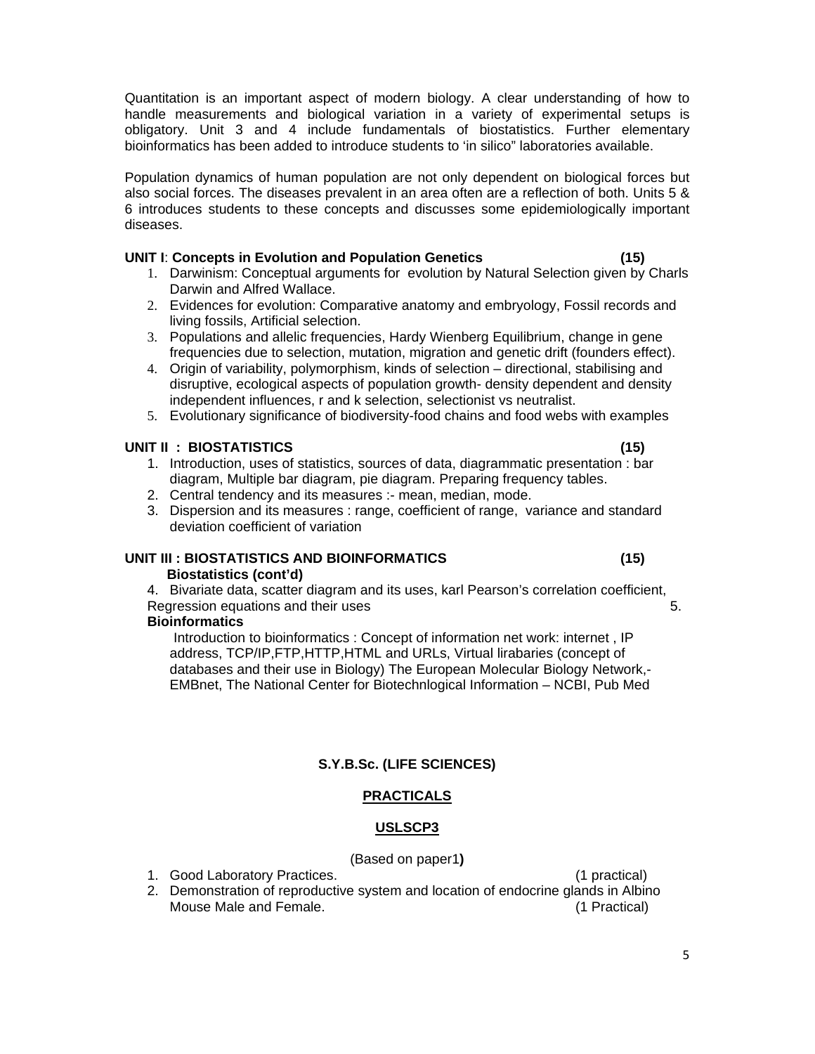Quantitation is an important aspect of modern biology. A clear understanding of how to handle measurements and biological variation in a variety of experimental setups is obligatory. Unit 3 and 4 include fundamentals of biostatistics. Further elementary bioinformatics has been added to introduce students to 'in silico" laboratories available.

Population dynamics of human population are not only dependent on biological forces but also social forces. The diseases prevalent in an area often are a reflection of both. Units 5 & 6 introduces students to these concepts and discusses some epidemiologically important diseases.

**UNIT I**: **Concepts in Evolution and Population Genetics** **(15)**

1. Darwinism: Conceptual arguments for evolution by Natural Selection given by Charls Darwin and Alfred Wallace.
2. Evidences for evolution: Comparative anatomy and embryology, Fossil records and living fossils, Artificial selection.
3. Populations and allelic frequencies, Hardy Wienberg Equilibrium, change in gene frequencies due to selection, mutation, migration and genetic drift (founders effect).
4. Origin of variability, polymorphism, kinds of selection – directional, stabilising and disruptive, ecological aspects of population growth- density dependent and density independent influences, r and k selection, selectionist vs neutralist.
5. Evolutionary significance of biodiversity-food chains and food webs with examples

**UNIT II : BIOSTATISTICS** **(15)**

1. Introduction, uses of statistics, sources of data, diagrammatic presentation : bar diagram, Multiple bar diagram, pie diagram. Preparing frequency tables.
2. Central tendency and its measures :- mean, median, mode.
3. Dispersion and its measures : range, coefficient of range, variance and standard deviation coefficient of variation

**UNIT III : BIOSTATISTICS AND BIOINFORMATICS** **(15)**

**Biostatistics (cont'd)**

4. Bivariate data, scatter diagram and its uses, karl Pearson's correlation coefficient, Regression equations and their uses

5. **Bioinformatics**

Introduction to bioinformatics : Concept of information net work: internet , IP address, TCP/IP,FTP,HTTP,HTML and URLs, Virtual lirabaries (concept of databases and their use in Biology) The European Molecular Biology Network,- EMBnet, The National Center for Biotechnlogical Information – NCBI, Pub Med

**S.Y.B.Sc. (LIFE SCIENCES)**

**PRACTICALS**

**USLSCP3**

(Based on paper1**)**

1. Good Laboratory Practices. (1 practical)
2. Demonstration of reproductive system and location of endocrine glands in Albino Mouse Male and Female. (1 Practical)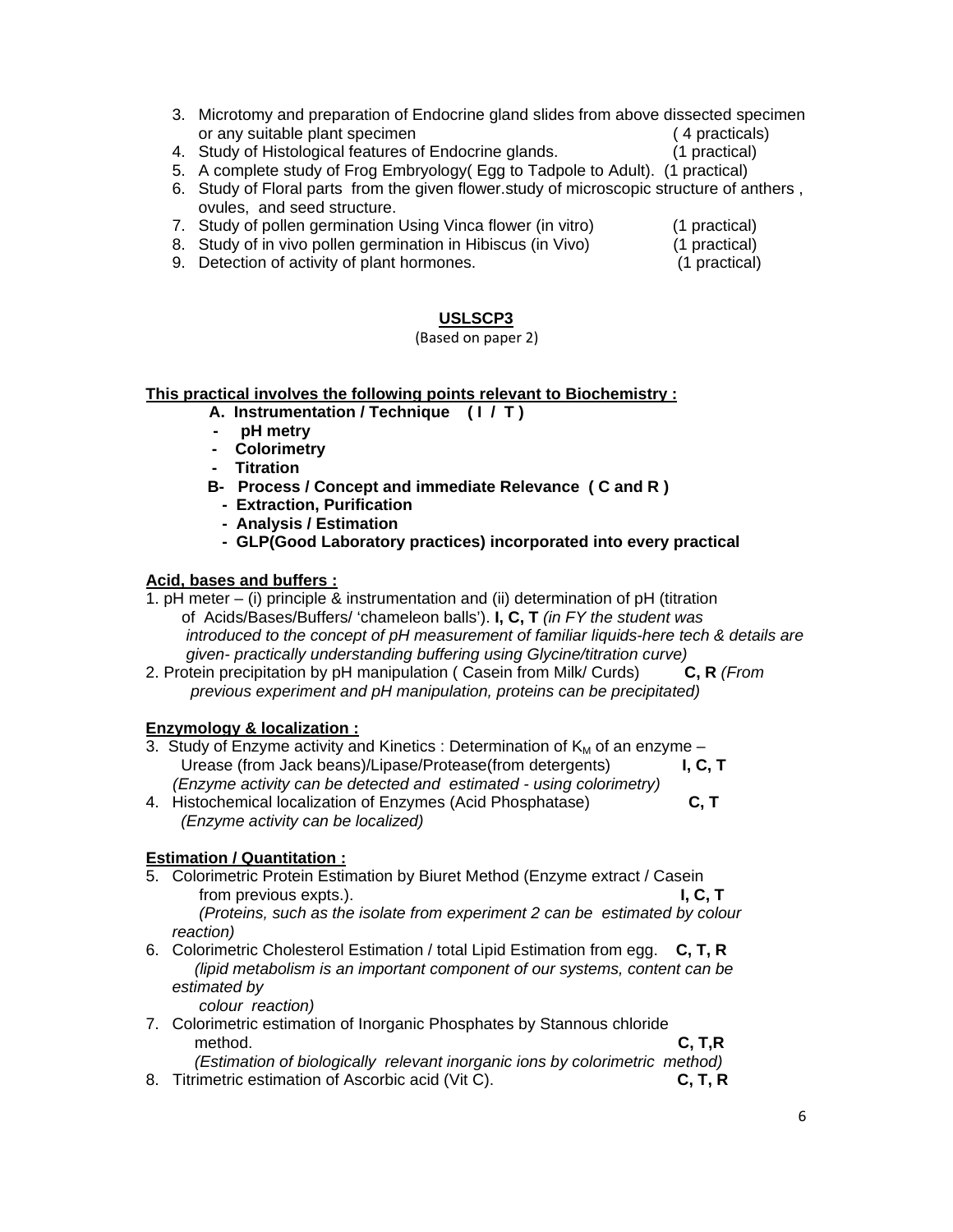3. Microtomy and preparation of Endocrine gland slides from above dissected specimen or any suitable plant specimen ( 4 practicals)
4. Study of Histological features of Endocrine glands. (1 practical)
5. A complete study of Frog Embryology( Egg to Tadpole to Adult). (1 practical)
6. Study of Floral parts from the given flower.study of microscopic structure of anthers , ovules, and seed structure.
7. Study of pollen germination Using Vinca flower (in vitro) (1 practical)
8. Study of in vivo pollen germination in Hibiscus (in Vivo) (1 practical)
9. Detection of activity of plant hormones. (1 practical)

## USLSCP3

(Based on paper 2)

**This practical involves the following points relevant to Biochemistry :**

**A. Instrumentation / Technique ( I / T )**

- **pH metry**
- **Colorimetry**
- **Titration**

**B- Process / Concept and immediate Relevance ( C and R )**

- **Extraction, Purification**
- **Analysis / Estimation**
- **GLP(Good Laboratory practices) incorporated into every practical**

**Acid, bases and buffers :**

1. pH meter – (i) principle & instrumentation and (ii) determination of pH (titration of Acids/Bases/Buffers/ 'chameleon balls'). **I, C, T** *(in FY the student was introduced to the concept of pH measurement of familiar liquids-here tech & details are given- practically understanding buffering using Glycine/titration curve)*
2. Protein precipitation by pH manipulation ( Casein from Milk/ Curds) **C, R** *(From previous experiment and pH manipulation, proteins can be precipitated)*

**Enzymology & localization :**

3. Study of Enzyme activity and Kinetics : Determination of $K_M$ of an enzyme – Urease (from Jack beans)/Lipase/Protease(from detergents) **I, C, T** *(Enzyme activity can be detected and estimated - using colorimetry)*
4. Histochemical localization of Enzymes (Acid Phosphatase) **C, T** *(Enzyme activity can be localized)*

**Estimation / Quantitation :**

5. Colorimetric Protein Estimation by Biuret Method (Enzyme extract / Casein from previous expts.). **I, C, T** *(Proteins, such as the isolate from experiment 2 can be estimated by colour reaction)*
6. Colorimetric Cholesterol Estimation / total Lipid Estimation from egg. **C, T, R** *(lipid metabolism is an important component of our systems, content can be estimated by colour reaction)*
7. Colorimetric estimation of Inorganic Phosphates by Stannous chloride method. **C, T,R** *(Estimation of biologically relevant inorganic ions by colorimetric method)*
8. Titrimetric estimation of Ascorbic acid (Vit C). **C, T, R**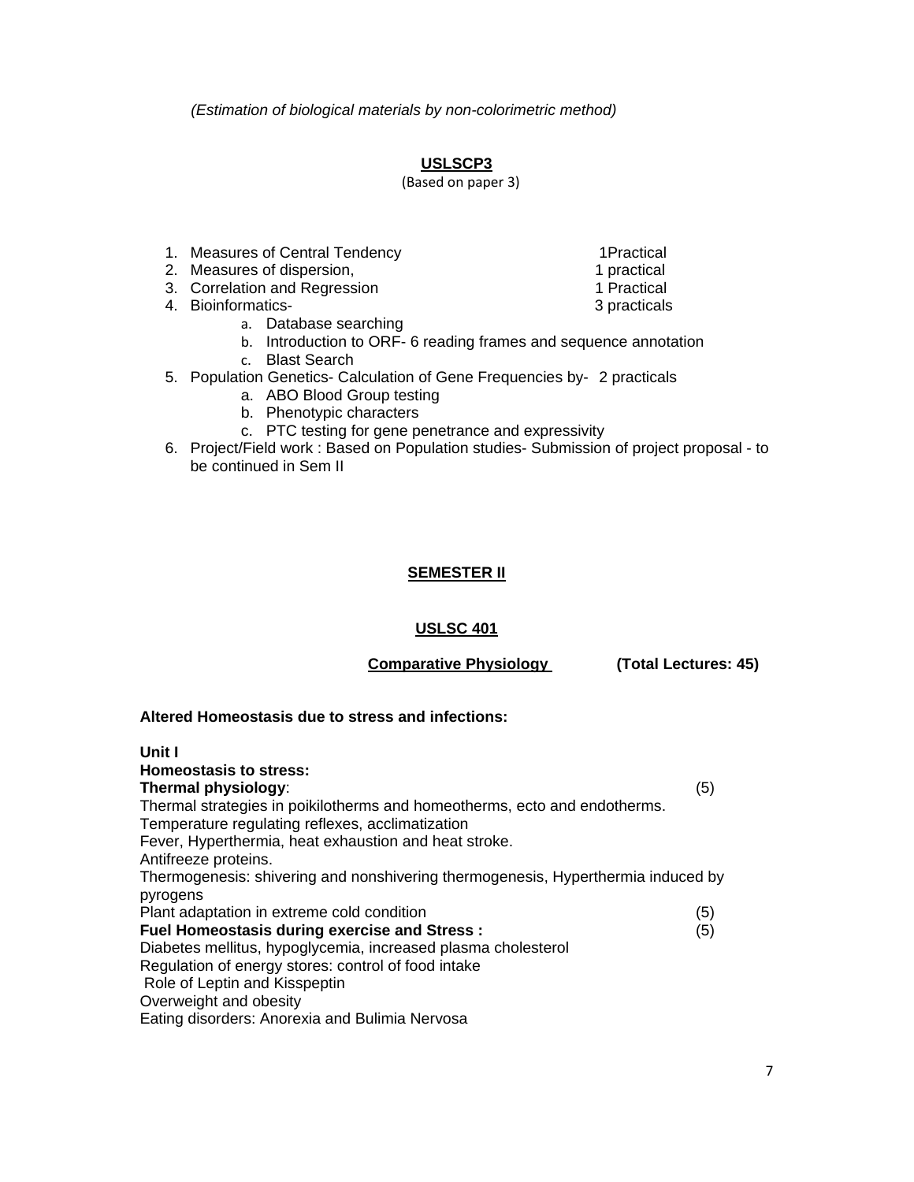*(Estimation of biological materials by non-colorimetric method)*

## USLSCP3

(Based on paper 3)

1. Measures of Central Tendency 1Practical
2. Measures of dispersion, 1 practical
3. Correlation and Regression 1 Practical
4. Bioinformatics- 3 practicals
    a. Database searching
    b. Introduction to ORF- 6 reading frames and sequence annotation
    c. Blast Search
5. Population Genetics- Calculation of Gene Frequencies by- 2 practicals
    a. ABO Blood Group testing
    b. Phenotypic characters
    c. PTC testing for gene penetrance and expressivity
6. Project/Field work : Based on Population studies- Submission of project proposal - to be continued in Sem II

# SEMESTER II

## USLSC 401

**Comparative Physiology** **(Total Lectures: 45)**

**Altered Homeostasis due to stress and infections:**

**Unit I**

**Homeostasis to stress:**

**Thermal physiology**: (5)

Thermal strategies in poikilotherms and homeotherms, ecto and endotherms.
Temperature regulating reflexes, acclimatization
Fever, Hyperthermia, heat exhaustion and heat stroke.
Antifreeze proteins.
Thermogenesis: shivering and nonshivering thermogenesis, Hyperthermia induced by pyrogens
Plant adaptation in extreme cold condition (5)

**Fuel Homeostasis during exercise and Stress :** (5)

Diabetes mellitus, hypoglycemia, increased plasma cholesterol
Regulation of energy stores: control of food intake
Role of Leptin and Kisspeptin
Overweight and obesity
Eating disorders: Anorexia and Bulimia Nervosa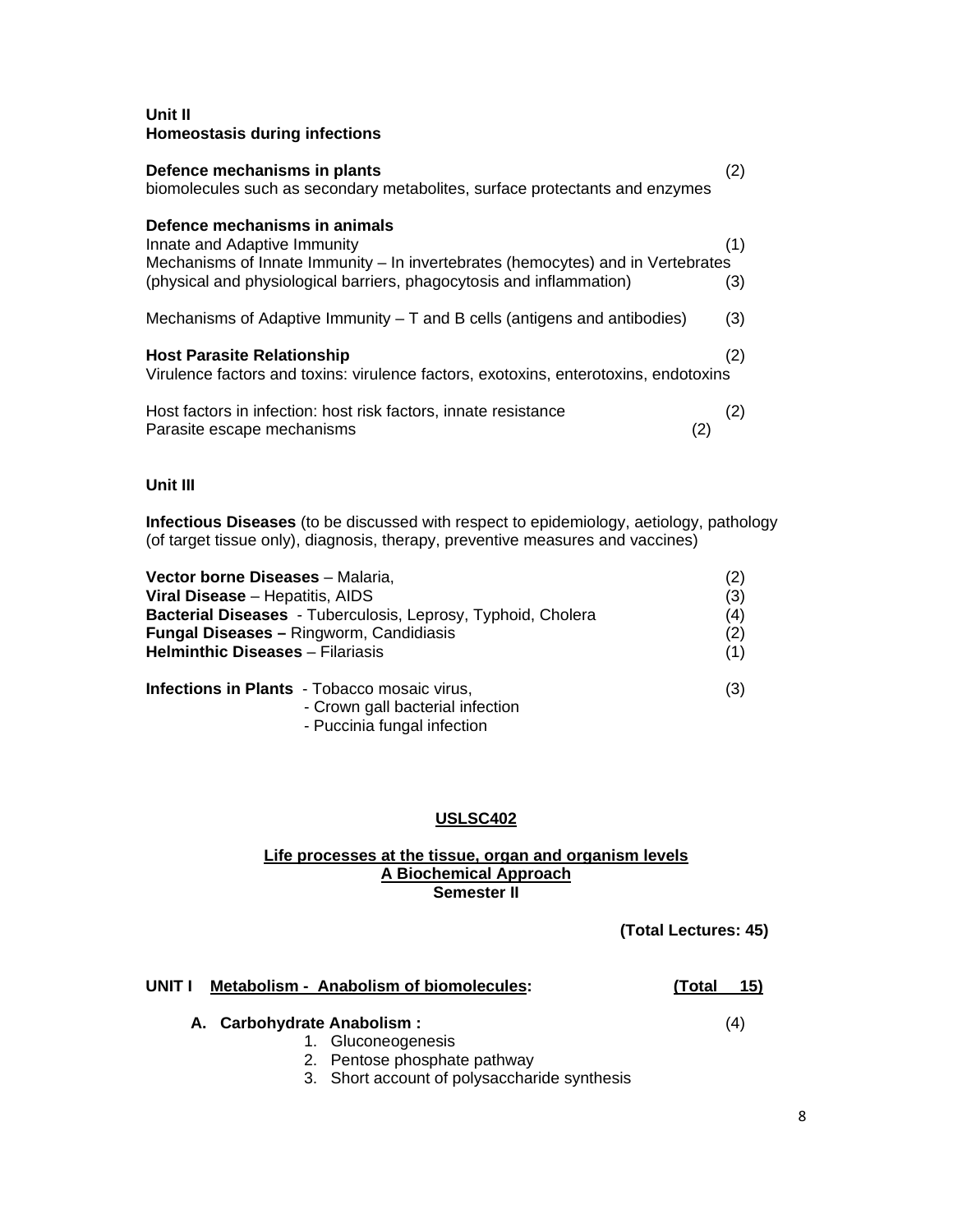**Unit II**
**Homeostasis during infections**

**Defence mechanisms in plants** (2)
biomolecules such as secondary metabolites, surface protectants and enzymes

**Defence mechanisms in animals**
Innate and Adaptive Immunity (1)
Mechanisms of Innate Immunity – In invertebrates (hemocytes) and in Vertebrates (physical and physiological barriers, phagocytosis and inflammation) (3)

Mechanisms of Adaptive Immunity – T and B cells (antigens and antibodies) (3)

**Host Parasite Relationship** (2)
Virulence factors and toxins: virulence factors, exotoxins, enterotoxins, endotoxins

Host factors in infection: host risk factors, innate resistance (2)
Parasite escape mechanisms (2)

**Unit III**

**Infectious Diseases** (to be discussed with respect to epidemiology, aetiology, pathology (of target tissue only), diagnosis, therapy, preventive measures and vaccines)

**Vector borne Diseases** – Malaria, (2)
**Viral Disease** – Hepatitis, AIDS (3)
**Bacterial Diseases** - Tuberculosis, Leprosy, Typhoid, Cholera (4)
**Fungal Diseases –** Ringworm, Candidiasis (2)
**Helminthic Diseases** – Filariasis (1)

**Infections in Plants** - Tobacco mosaic virus, (3)
- Crown gall bacterial infection
- Puccinia fungal infection

**USLSC402**

**Life processes at the tissue, organ and organism levels**
**A Biochemical Approach**
**Semester II**

**(Total Lectures: 45)**

**UNIT I Metabolism - Anabolism of biomolecules: (Total 15)**

**A. Carbohydrate Anabolism :** (4)
1. Gluconeogenesis
2. Pentose phosphate pathway
3. Short account of polysaccharide synthesis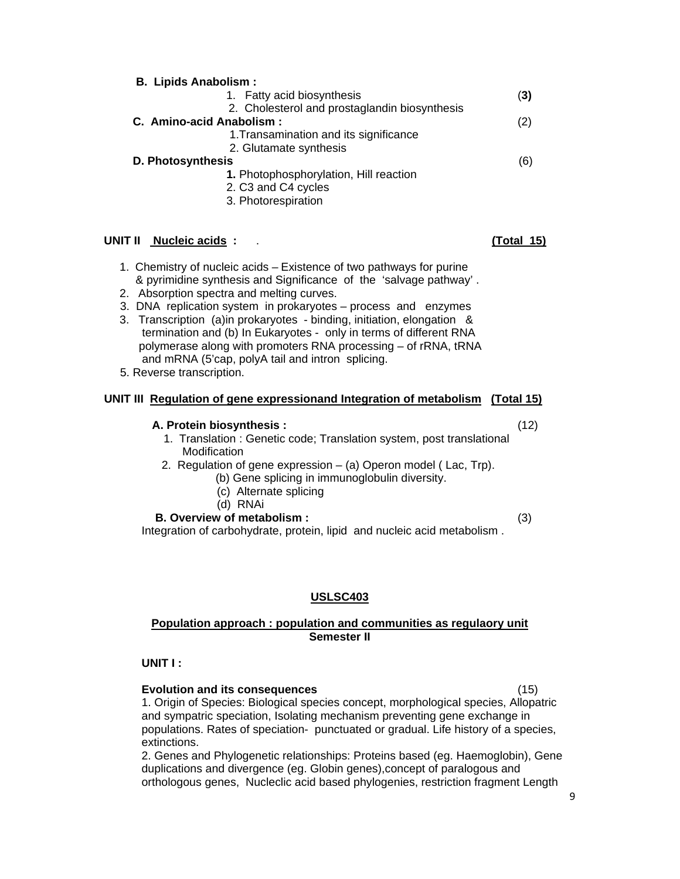**B. Lipids Anabolism :**

1. Fatty acid biosynthesis (**3)**
2. Cholesterol and prostaglandin biosynthesis

**C. Amino-acid Anabolism :** (2)

1. Transamination and its significance
2. Glutamate synthesis

**D. Photosynthesis** (6)

**1.** Photophosphorylation, Hill reaction
2. C3 and C4 cycles
3. Photorespiration

**UNIT II <u>Nucleic acids</u> :** . **<u>(Total 15)</u>**

1. Chemistry of nucleic acids – Existence of two pathways for purine & pyrimidine synthesis and Significance of the 'salvage pathway' .
2. Absorption spectra and melting curves.
3. DNA replication system in prokaryotes – process and enzymes
3. Transcription (a)in prokaryotes - binding, initiation, elongation & termination and (b) In Eukaryotes - only in terms of different RNA polymerase along with promoters RNA processing – of rRNA, tRNA and mRNA (5'cap, polyA tail and intron splicing.
5. Reverse transcription.

**UNIT III <u>Regulation of gene expressionand Integration of metabolism</u> <u>(Total 15)</u>**

**A. Protein biosynthesis :** (12)

1. Translation : Genetic code; Translation system, post translational Modification
2. Regulation of gene expression – (a) Operon model ( Lac, Trp).
   (b) Gene splicing in immunoglobulin diversity.
   (c) Alternate splicing
   (d) RNAi

**B. Overview of metabolism :** (3)

Integration of carbohydrate, protein, lipid and nucleic acid metabolism .

**<u>USLSC403</u>**

**<u>Population approach : population and communities as regulaory unit</u>**
**Semester II**

**UNIT I :**

**Evolution and its consequences** (15)

1. Origin of Species: Biological species concept, morphological species, Allopatric and sympatric speciation, Isolating mechanism preventing gene exchange in populations. Rates of speciation- punctuated or gradual. Life history of a species, extinctions.
2. Genes and Phylogenetic relationships: Proteins based (eg. Haemoglobin), Gene duplications and divergence (eg. Globin genes),concept of paralogous and orthologous genes, Nucleclic acid based phylogenies, restriction fragment Length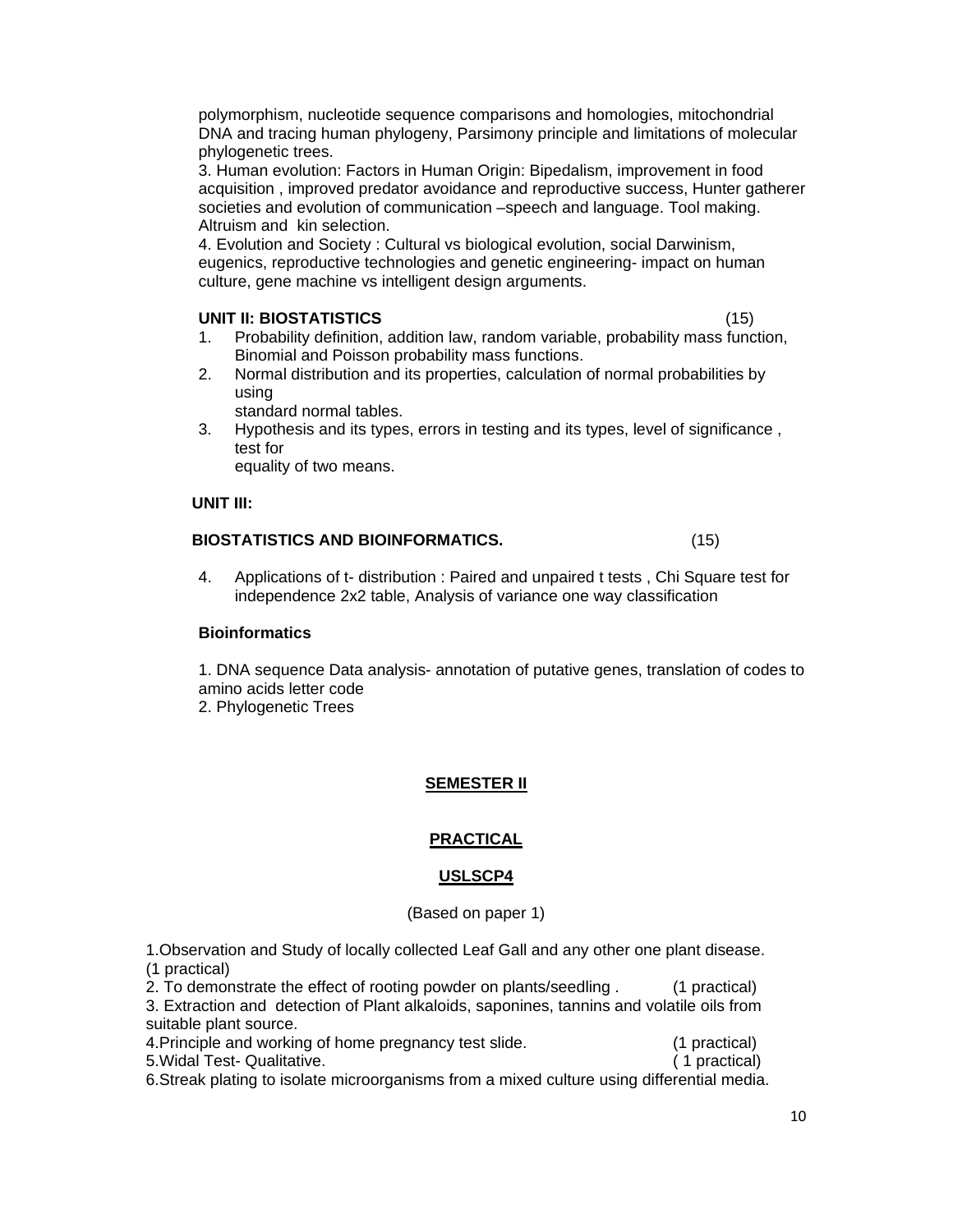polymorphism, nucleotide sequence comparisons and homologies, mitochondrial DNA and tracing human phylogeny, Parsimony principle and limitations of molecular phylogenetic trees.

3. Human evolution: Factors in Human Origin: Bipedalism, improvement in food acquisition , improved predator avoidance and reproductive success, Hunter gatherer societies and evolution of communication –speech and language. Tool making. Altruism and kin selection.

4. Evolution and Society : Cultural vs biological evolution, social Darwinism, eugenics, reproductive technologies and genetic engineering- impact on human culture, gene machine vs intelligent design arguments.

**UNIT II: BIOSTATISTICS** (15)

1. Probability definition, addition law, random variable, probability mass function, Binomial and Poisson probability mass functions.
2. Normal distribution and its properties, calculation of normal probabilities by using standard normal tables.
3. Hypothesis and its types, errors in testing and its types, level of significance , test for equality of two means.

**UNIT III:**

**BIOSTATISTICS AND BIOINFORMATICS.** (15)

4. Applications of t- distribution : Paired and unpaired t tests , Chi Square test for independence 2x2 table, Analysis of variance one way classification

**Bioinformatics**

1. DNA sequence Data analysis- annotation of putative genes, translation of codes to amino acids letter code
2. Phylogenetic Trees

**SEMESTER II**

**PRACTICAL**

**USLSCP4**

(Based on paper 1)

1.Observation and Study of locally collected Leaf Gall and any other one plant disease. (1 practical)
2. To demonstrate the effect of rooting powder on plants/seedling . (1 practical)
3. Extraction and detection of Plant alkaloids, saponines, tannins and volatile oils from suitable plant source.
4.Principle and working of home pregnancy test slide. (1 practical)
5.Widal Test- Qualitative. ( 1 practical)
6.Streak plating to isolate microorganisms from a mixed culture using differential media.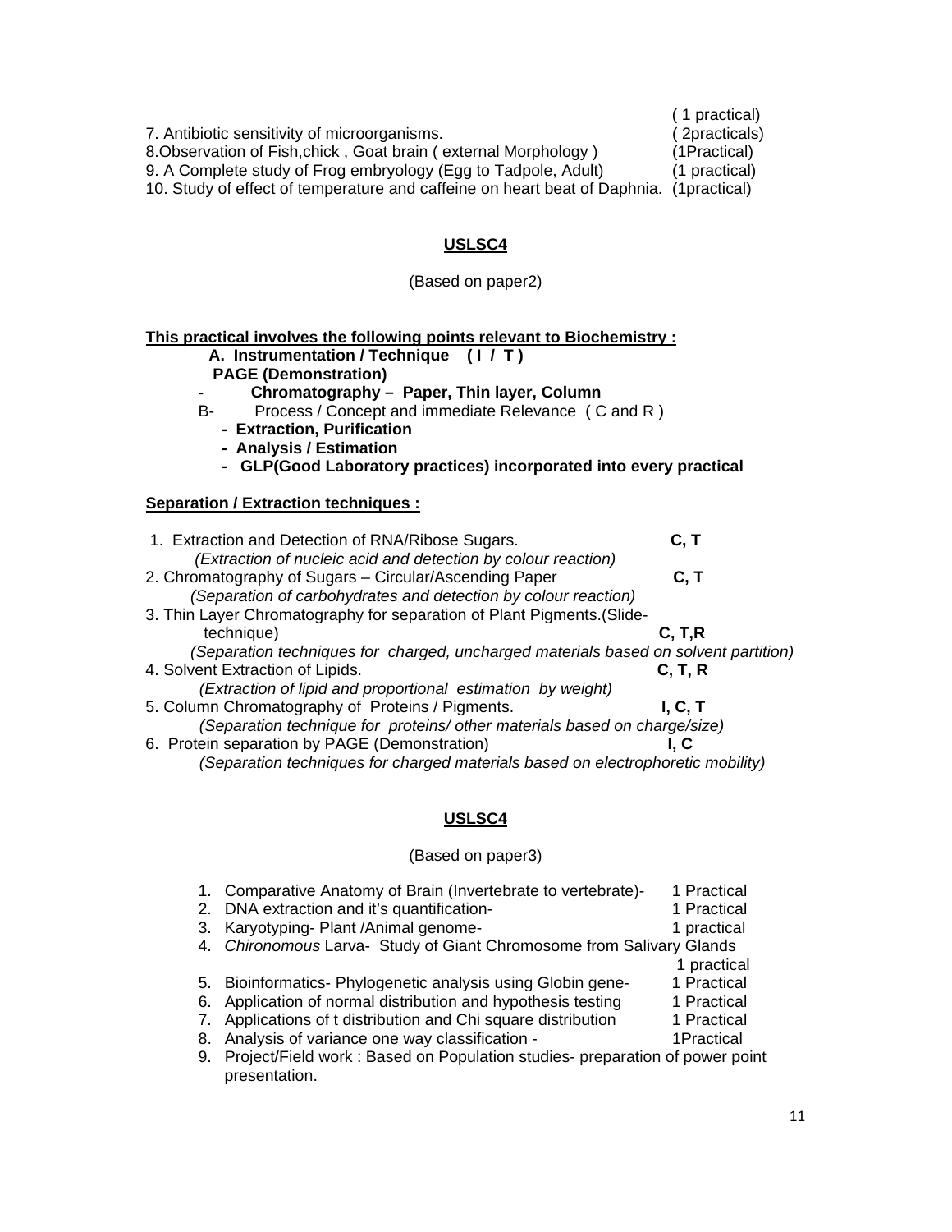( 1 practical)

7. Antibiotic sensitivity of microorganisms. ( 2practicals)
8. Observation of Fish,chick , Goat brain ( external Morphology ) (1Practical)
9. A Complete study of Frog embryology (Egg to Tadpole, Adult) (1 practical)
10. Study of effect of temperature and caffeine on heart beat of Daphnia. (1practical)

## USLSC4

(Based on paper2)

**This practical involves the following points relevant to Biochemistry :**

**A. Instrumentation / Technique ( I / T )**
**PAGE (Demonstration)**
- **Chromatography – Paper, Thin layer, Column**

B- Process / Concept and immediate Relevance ( C and R )
- **Extraction, Purification**
- **Analysis / Estimation**
- **GLP(Good Laboratory practices) incorporated into every practical**

**Separation / Extraction techniques :**

1. Extraction and Detection of RNA/Ribose Sugars. **C, T**
   *(Extraction of nucleic acid and detection by colour reaction)*
2. Chromatography of Sugars – Circular/Ascending Paper **C, T**
   *(Separation of carbohydrates and detection by colour reaction)*
3. Thin Layer Chromatography for separation of Plant Pigments.(Slide-technique) **C, T,R**
   *(Separation techniques for charged, uncharged materials based on solvent partition)*
4. Solvent Extraction of Lipids. **C, T, R**
   *(Extraction of lipid and proportional estimation by weight)*
5. Column Chromatography of Proteins / Pigments. **I, C, T**
   *(Separation technique for proteins/ other materials based on charge/size)*
6. Protein separation by PAGE (Demonstration) **I, C**
   *(Separation techniques for charged materials based on electrophoretic mobility)*

## USLSC4

(Based on paper3)

1. Comparative Anatomy of Brain (Invertebrate to vertebrate)- 1 Practical
2. DNA extraction and it's quantification- 1 Practical
3. Karyotyping- Plant /Animal genome- 1 practical
4. *Chironomous* Larva- Study of Giant Chromosome from Salivary Glands 1 practical
5. Bioinformatics- Phylogenetic analysis using Globin gene- 1 Practical
6. Application of normal distribution and hypothesis testing 1 Practical
7. Applications of t distribution and Chi square distribution 1 Practical
8. Analysis of variance one way classification - 1Practical
9. Project/Field work : Based on Population studies- preparation of power point presentation.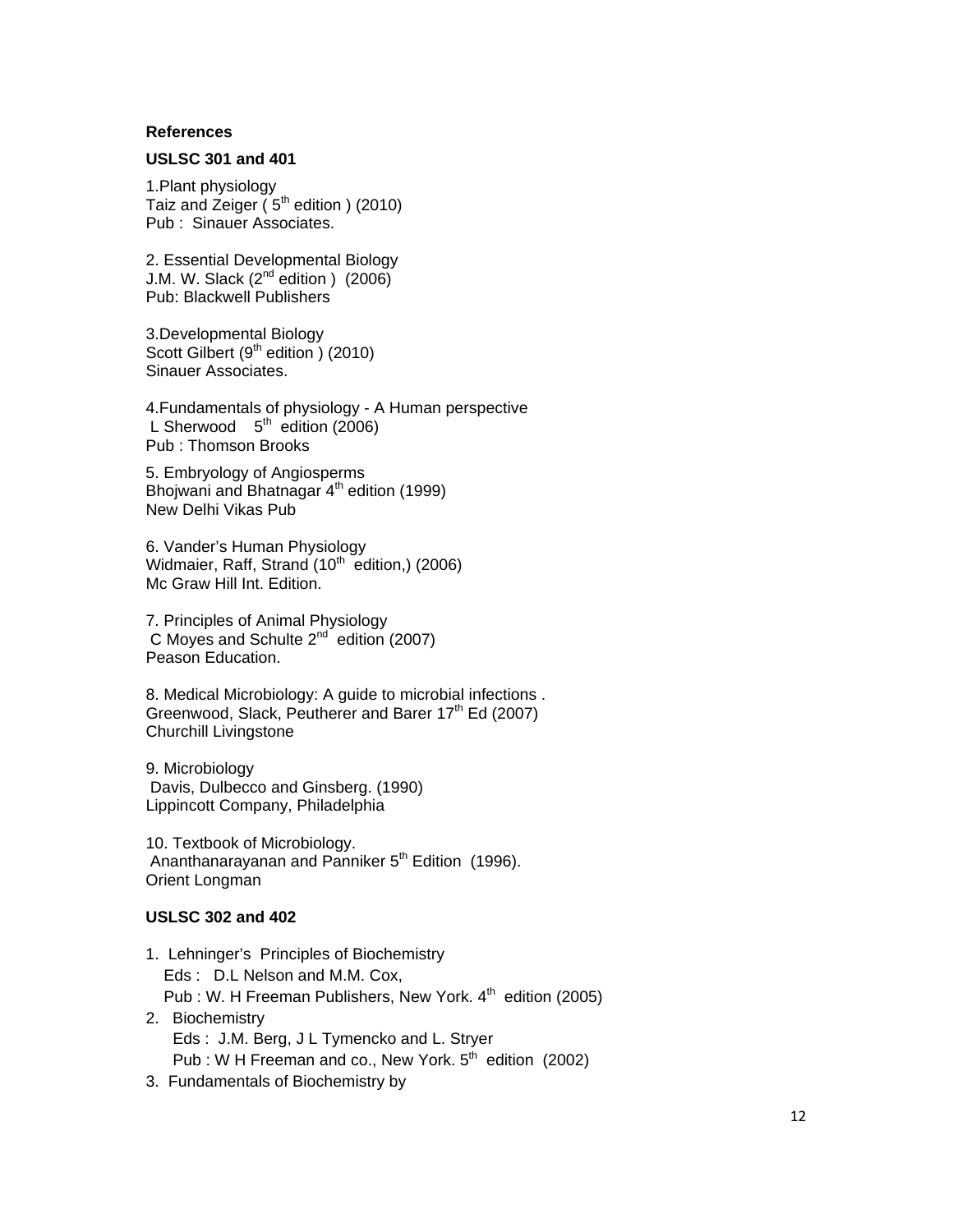**References**

**USLSC 301 and 401**

1.Plant physiology
Taiz and Zeiger ( 5th edition ) (2010)
Pub : Sinauer Associates.

2. Essential Developmental Biology
J.M. W. Slack (2nd edition ) (2006)
Pub: Blackwell Publishers

3.Developmental Biology
Scott Gilbert (9th edition ) (2010)
Sinauer Associates.

4.Fundamentals of physiology - A Human perspective
L Sherwood 5th edition (2006)
Pub : Thomson Brooks

5. Embryology of Angiosperms
Bhojwani and Bhatnagar 4th edition (1999)
New Delhi Vikas Pub

6. Vander's Human Physiology
Widmaier, Raff, Strand (10th edition,) (2006)
Mc Graw Hill Int. Edition.

7. Principles of Animal Physiology
C Moyes and Schulte 2nd edition (2007)
Peason Education.

8. Medical Microbiology: A guide to microbial infections .
Greenwood, Slack, Peutherer and Barer 17th Ed (2007)
Churchill Livingstone

9. Microbiology
Davis, Dulbecco and Ginsberg. (1990)
Lippincott Company, Philadelphia

10. Textbook of Microbiology.
Ananthanarayanan and Panniker 5th Edition (1996).
Orient Longman

**USLSC 302 and 402**

1. Lehninger's Principles of Biochemistry
   Eds : D.L Nelson and M.M. Cox,
   Pub : W. H Freeman Publishers, New York. 4th edition (2005)
2. Biochemistry
   Eds : J.M. Berg, J L Tymencko and L. Stryer
   Pub : W H Freeman and co., New York. 5th edition (2002)
3. Fundamentals of Biochemistry by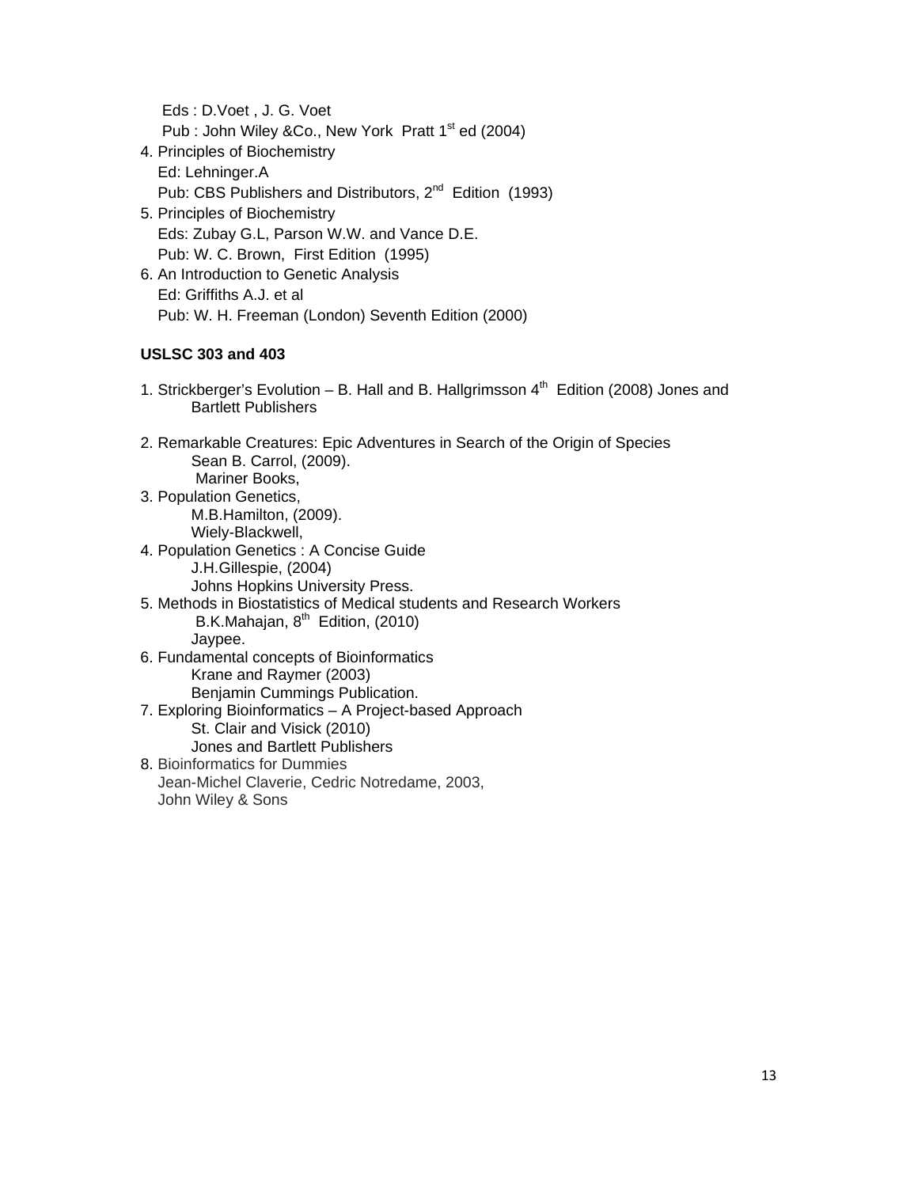Eds : D.Voet , J. G. Voet

Pub : John Wiley &Co., New York Pratt 1st ed (2004)

4. Principles of Biochemistry  
   Ed: Lehninger.A  
   Pub: CBS Publishers and Distributors, 2nd Edition (1993)
5. Principles of Biochemistry  
   Eds: Zubay G.L, Parson W.W. and Vance D.E.  
   Pub: W. C. Brown, First Edition (1995)
6. An Introduction to Genetic Analysis  
   Ed: Griffiths A.J. et al  
   Pub: W. H. Freeman (London) Seventh Edition (2000)

**USLSC 303 and 403**

1. Strickberger's Evolution – B. Hall and B. Hallgrimsson 4th Edition (2008) Jones and Bartlett Publishers

2. Remarkable Creatures: Epic Adventures in Search of the Origin of Species  
   Sean B. Carrol, (2009).  
   Mariner Books,
3. Population Genetics,  
   M.B.Hamilton, (2009).  
   Wiely-Blackwell,
4. Population Genetics : A Concise Guide  
   J.H.Gillespie, (2004)  
   Johns Hopkins University Press.
5. Methods in Biostatistics of Medical students and Research Workers  
   B.K.Mahajan, 8th Edition, (2010)  
   Jaypee.
6. Fundamental concepts of Bioinformatics  
   Krane and Raymer (2003)  
   Benjamin Cummings Publication.
7. Exploring Bioinformatics – A Project-based Approach  
   St. Clair and Visick (2010)  
   Jones and Bartlett Publishers
8. Bioinformatics for Dummies  
   Jean-Michel Claverie, Cedric Notredame, 2003,  
   John Wiley & Sons